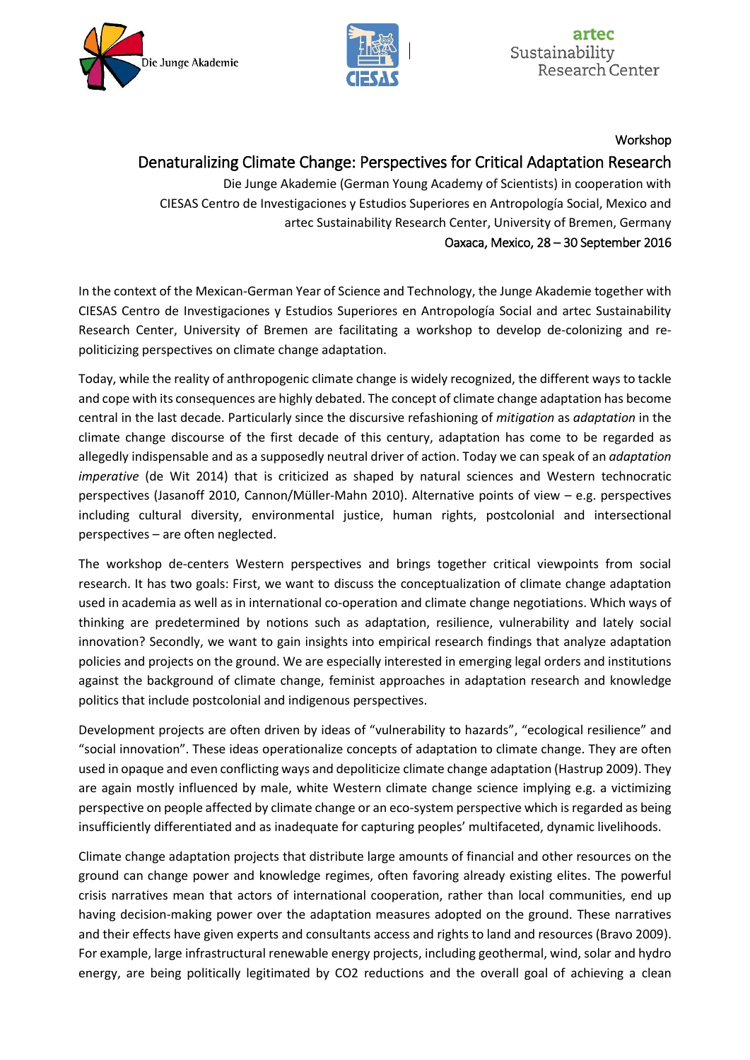Workshop

# Denaturalizing Climate Change: Perspectives for Critical Adaptation Research

Die Junge Akademie (German Young Academy of Scientists) in cooperation with
CIESAS Centro de Investigaciones y Estudios Superiores en Antropología Social, Mexico and
artec Sustainability Research Center, University of Bremen, Germany
Oaxaca, Mexico, 28 – 30 September 2016

In the context of the Mexican-German Year of Science and Technology, the Junge Akademie together with CIESAS Centro de Investigaciones y Estudios Superiores en Antropología Social and artec Sustainability Research Center, University of Bremen are facilitating a workshop to develop de-colonizing and re-politicizing perspectives on climate change adaptation.

Today, while the reality of anthropogenic climate change is widely recognized, the different ways to tackle and cope with its consequences are highly debated. The concept of climate change adaptation has become central in the last decade. Particularly since the discursive refashioning of *mitigation* as *adaptation* in the climate change discourse of the first decade of this century, adaptation has come to be regarded as allegedly indispensable and as a supposedly neutral driver of action. Today we can speak of an *adaptation imperative* (de Wit 2014) that is criticized as shaped by natural sciences and Western technocratic perspectives (Jasanoff 2010, Cannon/Müller-Mahn 2010). Alternative points of view – e.g. perspectives including cultural diversity, environmental justice, human rights, postcolonial and intersectional perspectives – are often neglected.

The workshop de-centers Western perspectives and brings together critical viewpoints from social research. It has two goals: First, we want to discuss the conceptualization of climate change adaptation used in academia as well as in international co-operation and climate change negotiations. Which ways of thinking are predetermined by notions such as adaptation, resilience, vulnerability and lately social innovation? Secondly, we want to gain insights into empirical research findings that analyze adaptation policies and projects on the ground. We are especially interested in emerging legal orders and institutions against the background of climate change, feminist approaches in adaptation research and knowledge politics that include postcolonial and indigenous perspectives.

Development projects are often driven by ideas of "vulnerability to hazards", "ecological resilience" and "social innovation". These ideas operationalize concepts of adaptation to climate change. They are often used in opaque and even conflicting ways and depoliticize climate change adaptation (Hastrup 2009). They are again mostly influenced by male, white Western climate change science implying e.g. a victimizing perspective on people affected by climate change or an eco-system perspective which is regarded as being insufficiently differentiated and as inadequate for capturing peoples' multifaceted, dynamic livelihoods.

Climate change adaptation projects that distribute large amounts of financial and other resources on the ground can change power and knowledge regimes, often favoring already existing elites. The powerful crisis narratives mean that actors of international cooperation, rather than local communities, end up having decision-making power over the adaptation measures adopted on the ground. These narratives and their effects have given experts and consultants access and rights to land and resources (Bravo 2009). For example, large infrastructural renewable energy projects, including geothermal, wind, solar and hydro energy, are being politically legitimated by CO2 reductions and the overall goal of achieving a clean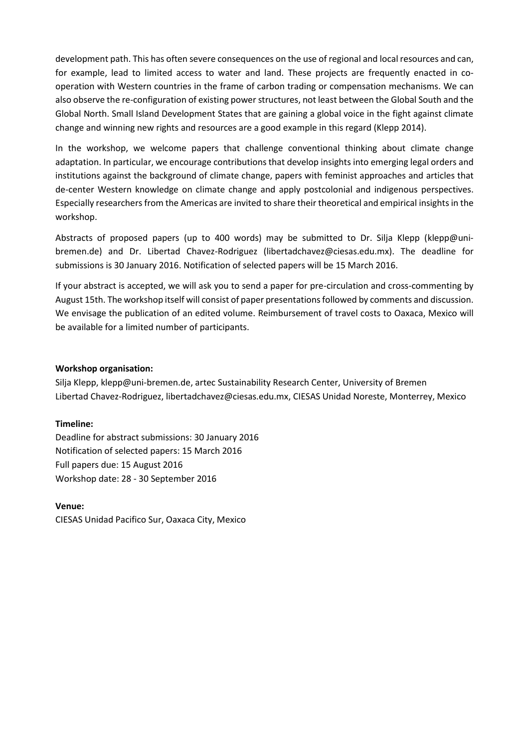development path. This has often severe consequences on the use of regional and local resources and can, for example, lead to limited access to water and land. These projects are frequently enacted in co-operation with Western countries in the frame of carbon trading or compensation mechanisms. We can also observe the re-configuration of existing power structures, not least between the Global South and the Global North. Small Island Development States that are gaining a global voice in the fight against climate change and winning new rights and resources are a good example in this regard (Klepp 2014).

In the workshop, we welcome papers that challenge conventional thinking about climate change adaptation. In particular, we encourage contributions that develop insights into emerging legal orders and institutions against the background of climate change, papers with feminist approaches and articles that de-center Western knowledge on climate change and apply postcolonial and indigenous perspectives. Especially researchers from the Americas are invited to share their theoretical and empirical insights in the workshop.

Abstracts of proposed papers (up to 400 words) may be submitted to Dr. Silja Klepp (klepp@uni-bremen.de) and Dr. Libertad Chavez-Rodriguez (libertadchavez@ciesas.edu.mx). The deadline for submissions is 30 January 2016. Notification of selected papers will be 15 March 2016.

If your abstract is accepted, we will ask you to send a paper for pre-circulation and cross-commenting by August 15th. The workshop itself will consist of paper presentations followed by comments and discussion. We envisage the publication of an edited volume. Reimbursement of travel costs to Oaxaca, Mexico will be available for a limited number of participants.

**Workshop organisation:**

Silja Klepp, klepp@uni-bremen.de, artec Sustainability Research Center, University of Bremen
Libertad Chavez-Rodriguez, libertadchavez@ciesas.edu.mx, CIESAS Unidad Noreste, Monterrey, Mexico

**Timeline:**

Deadline for abstract submissions: 30 January 2016
Notification of selected papers: 15 March 2016
Full papers due: 15 August 2016
Workshop date: 28 - 30 September 2016

**Venue:**

CIESAS Unidad Pacifico Sur, Oaxaca City, Mexico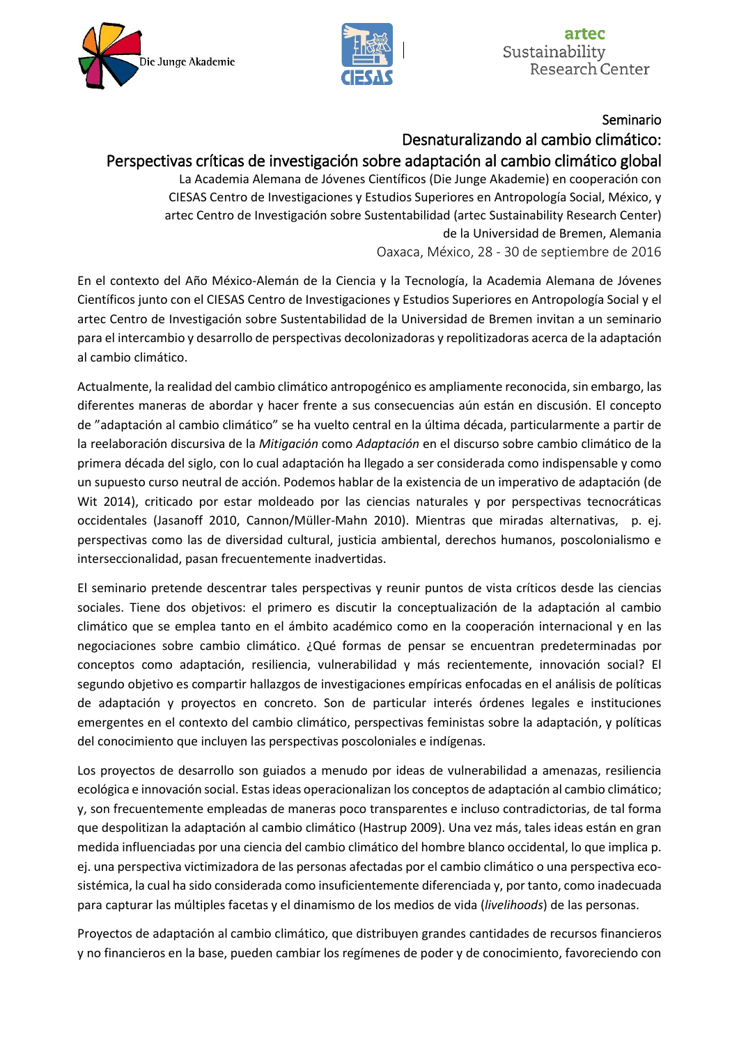Seminario

# Desnaturalizando al cambio climático: Perspectivas críticas de investigación sobre adaptación al cambio climático global

La Academia Alemana de Jóvenes Científicos (Die Junge Akademie) en cooperación con CIESAS Centro de Investigaciones y Estudios Superiores en Antropología Social, México, y artec Centro de Investigación sobre Sustentabilidad (artec Sustainability Research Center) de la Universidad de Bremen, Alemania

Oaxaca, México, 28 - 30 de septiembre de 2016

En el contexto del Año México-Alemán de la Ciencia y la Tecnología, la Academia Alemana de Jóvenes Científicos junto con el CIESAS Centro de Investigaciones y Estudios Superiores en Antropología Social y el artec Centro de Investigación sobre Sustentabilidad de la Universidad de Bremen invitan a un seminario para el intercambio y desarrollo de perspectivas decolonizadoras y repolitizadoras acerca de la adaptación al cambio climático.

Actualmente, la realidad del cambio climático antropogénico es ampliamente reconocida, sin embargo, las diferentes maneras de abordar y hacer frente a sus consecuencias aún están en discusión. El concepto de ”adaptación al cambio climático” se ha vuelto central en la última década, particularmente a partir de la reelaboración discursiva de la *Mitigación* como *Adaptación* en el discurso sobre cambio climático de la primera década del siglo, con lo cual adaptación ha llegado a ser considerada como indispensable y como un supuesto curso neutral de acción. Podemos hablar de la existencia de un imperativo de adaptación (de Wit 2014), criticado por estar moldeado por las ciencias naturales y por perspectivas tecnocráticas occidentales (Jasanoff 2010, Cannon/Müller-Mahn 2010). Mientras que miradas alternativas, p. ej. perspectivas como las de diversidad cultural, justicia ambiental, derechos humanos, poscolonialismo e interseccionalidad, pasan frecuentemente inadvertidas.

El seminario pretende descentrar tales perspectivas y reunir puntos de vista críticos desde las ciencias sociales. Tiene dos objetivos: el primero es discutir la conceptualización de la adaptación al cambio climático que se emplea tanto en el ámbito académico como en la cooperación internacional y en las negociaciones sobre cambio climático. ¿Qué formas de pensar se encuentran predeterminadas por conceptos como adaptación, resiliencia, vulnerabilidad y más recientemente, innovación social? El segundo objetivo es compartir hallazgos de investigaciones empíricas enfocadas en el análisis de políticas de adaptación y proyectos en concreto. Son de particular interés órdenes legales e instituciones emergentes en el contexto del cambio climático, perspectivas feministas sobre la adaptación, y políticas del conocimiento que incluyen las perspectivas poscoloniales e indígenas.

Los proyectos de desarrollo son guiados a menudo por ideas de vulnerabilidad a amenazas, resiliencia ecológica e innovación social. Estas ideas operacionalizan los conceptos de adaptación al cambio climático; y, son frecuentemente empleadas de maneras poco transparentes e incluso contradictorias, de tal forma que despolitizan la adaptación al cambio climático (Hastrup 2009). Una vez más, tales ideas están en gran medida influenciadas por una ciencia del cambio climático del hombre blanco occidental, lo que implica p. ej. una perspectiva victimizadora de las personas afectadas por el cambio climático o una perspectiva eco-sistémica, la cual ha sido considerada como insuficientemente diferenciada y, por tanto, como inadecuada para capturar las múltiples facetas y el dinamismo de los medios de vida (*livelihoods*) de las personas.

Proyectos de adaptación al cambio climático, que distribuyen grandes cantidades de recursos financieros y no financieros en la base, pueden cambiar los regímenes de poder y de conocimiento, favoreciendo con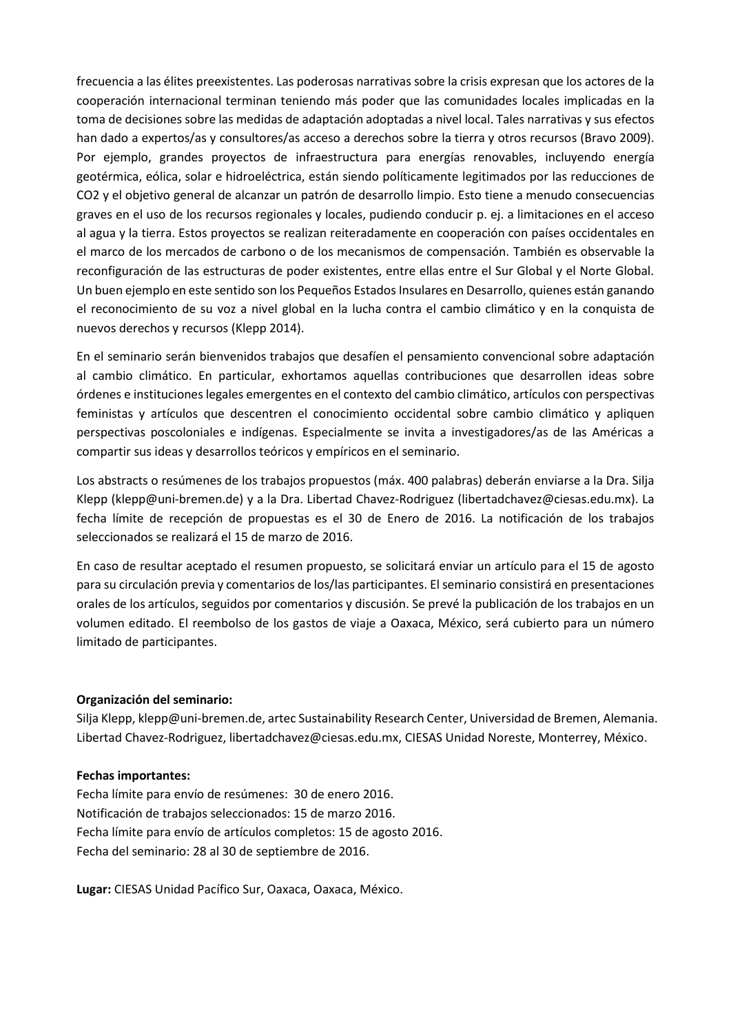frecuencia a las élites preexistentes. Las poderosas narrativas sobre la crisis expresan que los actores de la cooperación internacional terminan teniendo más poder que las comunidades locales implicadas en la toma de decisiones sobre las medidas de adaptación adoptadas a nivel local. Tales narrativas y sus efectos han dado a expertos/as y consultores/as acceso a derechos sobre la tierra y otros recursos (Bravo 2009). Por ejemplo, grandes proyectos de infraestructura para energías renovables, incluyendo energía geotérmica, eólica, solar e hidroeléctrica, están siendo políticamente legitimados por las reducciones de $CO_2$ y el objetivo general de alcanzar un patrón de desarrollo limpio. Esto tiene a menudo consecuencias graves en el uso de los recursos regionales y locales, pudiendo conducir p. ej. a limitaciones en el acceso al agua y la tierra. Estos proyectos se realizan reiteradamente en cooperación con países occidentales en el marco de los mercados de carbono o de los mecanismos de compensación. También es observable la reconfiguración de las estructuras de poder existentes, entre ellas entre el Sur Global y el Norte Global. Un buen ejemplo en este sentido son los Pequeños Estados Insulares en Desarrollo, quienes están ganando el reconocimiento de su voz a nivel global en la lucha contra el cambio climático y en la conquista de nuevos derechos y recursos (Klepp 2014).

En el seminario serán bienvenidos trabajos que desafíen el pensamiento convencional sobre adaptación al cambio climático. En particular, exhortamos aquellas contribuciones que desarrollen ideas sobre órdenes e instituciones legales emergentes en el contexto del cambio climático, artículos con perspectivas feministas y artículos que descentren el conocimiento occidental sobre cambio climático y apliquen perspectivas poscoloniales e indígenas. Especialmente se invita a investigadores/as de las Américas a compartir sus ideas y desarrollos teóricos y empíricos en el seminario.

Los abstracts o resúmenes de los trabajos propuestos (máx. 400 palabras) deberán enviarse a la Dra. Silja Klepp (klepp@uni-bremen.de) y a la Dra. Libertad Chavez-Rodriguez (libertadchavez@ciesas.edu.mx). La fecha límite de recepción de propuestas es el 30 de Enero de 2016. La notificación de los trabajos seleccionados se realizará el 15 de marzo de 2016.

En caso de resultar aceptado el resumen propuesto, se solicitará enviar un artículo para el 15 de agosto para su circulación previa y comentarios de los/las participantes. El seminario consistirá en presentaciones orales de los artículos, seguidos por comentarios y discusión. Se prevé la publicación de los trabajos en un volumen editado. El reembolso de los gastos de viaje a Oaxaca, México, será cubierto para un número limitado de participantes.

**Organización del seminario:**
Silja Klepp, klepp@uni-bremen.de, artec Sustainability Research Center, Universidad de Bremen, Alemania.
Libertad Chavez-Rodriguez, libertadchavez@ciesas.edu.mx, CIESAS Unidad Noreste, Monterrey, México.

**Fechas importantes:**
Fecha límite para envío de resúmenes: 30 de enero 2016.
Notificación de trabajos seleccionados: 15 de marzo 2016.
Fecha límite para envío de artículos completos: 15 de agosto 2016.
Fecha del seminario: 28 al 30 de septiembre de 2016.

**Lugar:** CIESAS Unidad Pacífico Sur, Oaxaca, Oaxaca, México.